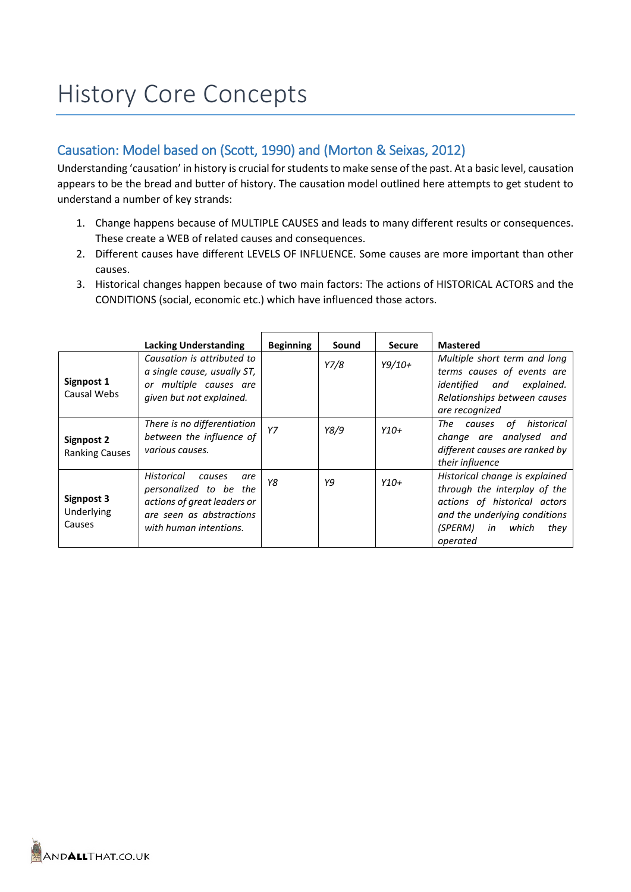# History Core Concepts

## Causation: Model based on (Scott, 1990) and (Morton & Seixas, 2012)

Understanding 'causation' in history is crucial for students to make sense of the past. At a basic level, causation appears to be the bread and butter of history. The causation model outlined here attempts to get student to understand a number of key strands:

1. Change happens because of MULTIPLE CAUSES and leads to many different results or consequences. These create a WEB of related causes and consequences.
2. Different causes have different LEVELS OF INFLUENCE. Some causes are more important than other causes.
3. Historical changes happen because of two main factors: The actions of HISTORICAL ACTORS and the CONDITIONS (social, economic etc.) which have influenced those actors.

| | **Lacking Understanding** | **Beginning** | **Sound** | **Secure** | **Mastered** |
|---|---|---|---|---|---|
| **Signpost 1** Causal Webs | *Causation is attributed to a single cause, usually ST, or multiple causes are given but not explained.* | | *Y7/8* | *Y9/10+* | *Multiple short term and long terms causes of events are identified and explained. Relationships between causes are recognized* |
| **Signpost 2** Ranking Causes | *There is no differentiation between the influence of various causes.* | *Y7* | *Y8/9* | *Y10+* | *The causes of historical change are analysed and different causes are ranked by their influence* |
| **Signpost 3** Underlying Causes | *Historical causes are personalized to be the actions of great leaders or are seen as abstractions with human intentions.* | *Y8* | *Y9* | *Y10+* | *Historical change is explained through the interplay of the actions of historical actors and the underlying conditions (SPERM) in which they operated* |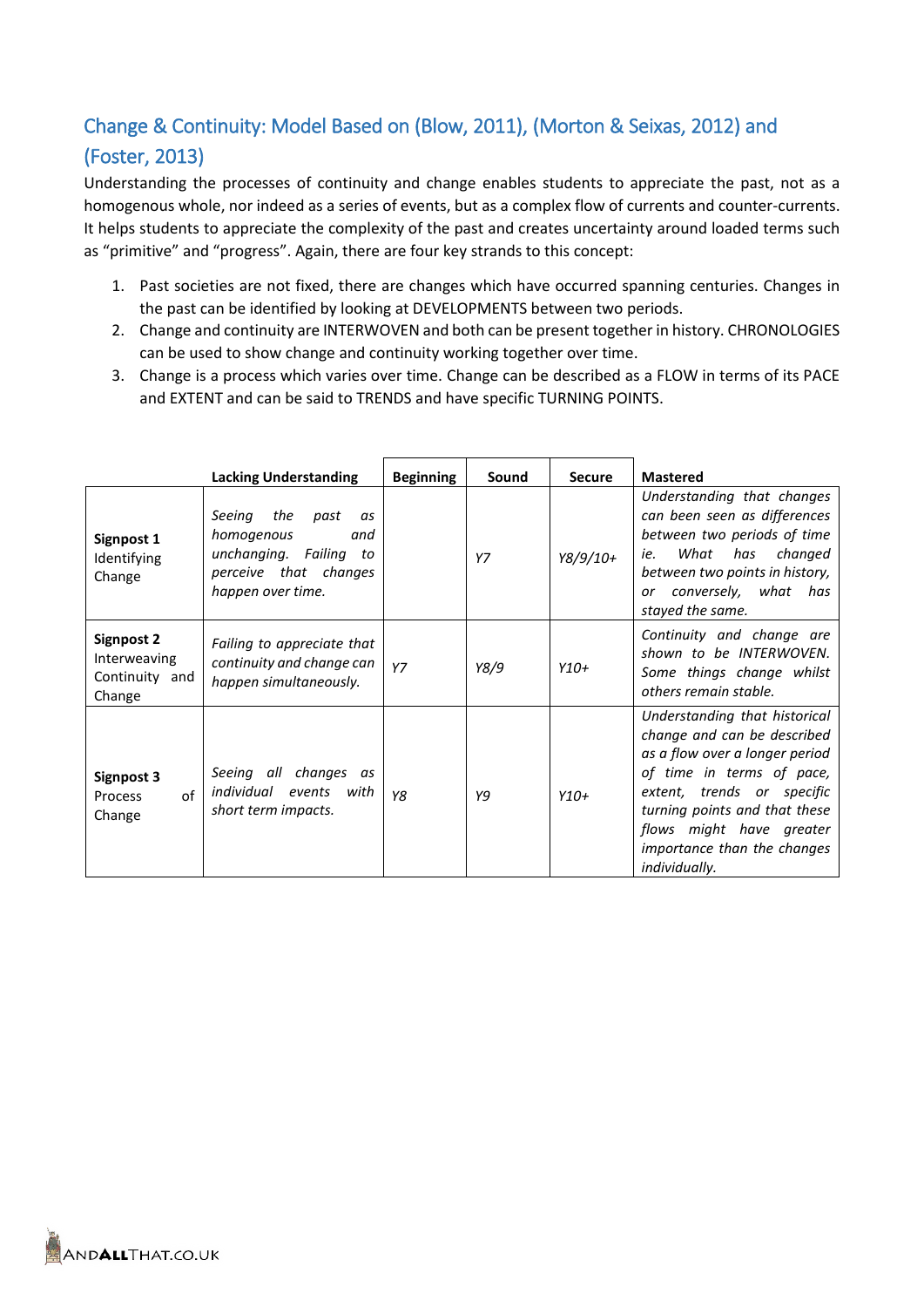## Change & Continuity: Model Based on (Blow, 2011), (Morton & Seixas, 2012) and (Foster, 2013)

Understanding the processes of continuity and change enables students to appreciate the past, not as a homogenous whole, nor indeed as a series of events, but as a complex flow of currents and counter-currents. It helps students to appreciate the complexity of the past and creates uncertainty around loaded terms such as "primitive" and "progress". Again, there are four key strands to this concept:

1. Past societies are not fixed, there are changes which have occurred spanning centuries. Changes in the past can be identified by looking at DEVELOPMENTS between two periods.
2. Change and continuity are INTERWOVEN and both can be present together in history. CHRONOLOGIES can be used to show change and continuity working together over time.
3. Change is a process which varies over time. Change can be described as a FLOW in terms of its PACE and EXTENT and can be said to TRENDS and have specific TURNING POINTS.

| | Lacking Understanding | Beginning | Sound | Secure | Mastered |
|---|---|---|---|---|---|
| **Signpost 1** Identifying Change | *Seeing the past as homogenous and unchanging. Failing to perceive that changes happen over time.* | | *Y7* | *Y8/9/10+* | *Understanding that changes can been seen as differences between two periods of time ie. What has changed between two points in history, or conversely, what has stayed the same.* |
| **Signpost 2** Interweaving Continuity and Change | *Failing to appreciate that continuity and change can happen simultaneously.* | *Y7* | *Y8/9* | *Y10+* | *Continuity and change are shown to be INTERWOVEN. Some things change whilst others remain stable.* |
| **Signpost 3** Process of Change | *Seeing all changes as individual events with short term impacts.* | *Y8* | *Y9* | *Y10+* | *Understanding that historical change and can be described as a flow over a longer period of time in terms of pace, extent, trends or specific turning points and that these flows might have greater importance than the changes individually.* |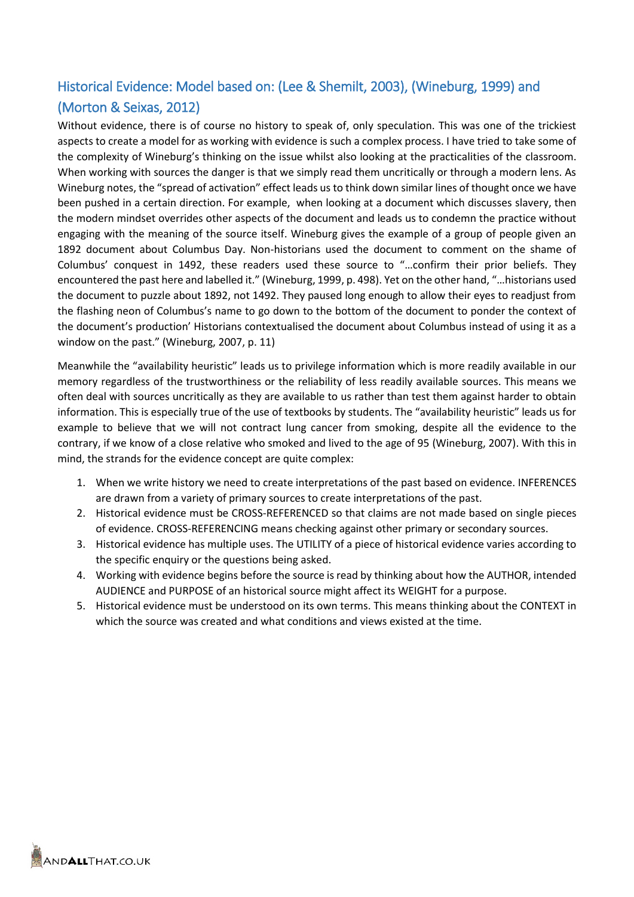## Historical Evidence: Model based on: (Lee & Shemilt, 2003), (Wineburg, 1999) and (Morton & Seixas, 2012)

Without evidence, there is of course no history to speak of, only speculation. This was one of the trickiest aspects to create a model for as working with evidence is such a complex process. I have tried to take some of the complexity of Wineburg's thinking on the issue whilst also looking at the practicalities of the classroom. When working with sources the danger is that we simply read them uncritically or through a modern lens. As Wineburg notes, the "spread of activation" effect leads us to think down similar lines of thought once we have been pushed in a certain direction. For example, when looking at a document which discusses slavery, then the modern mindset overrides other aspects of the document and leads us to condemn the practice without engaging with the meaning of the source itself. Wineburg gives the example of a group of people given an 1892 document about Columbus Day. Non-historians used the document to comment on the shame of Columbus' conquest in 1492, these readers used these source to "…confirm their prior beliefs. They encountered the past here and labelled it." (Wineburg, 1999, p. 498). Yet on the other hand, "…historians used the document to puzzle about 1892, not 1492. They paused long enough to allow their eyes to readjust from the flashing neon of Columbus's name to go down to the bottom of the document to ponder the context of the document's production' Historians contextualised the document about Columbus instead of using it as a window on the past." (Wineburg, 2007, p. 11)

Meanwhile the "availability heuristic" leads us to privilege information which is more readily available in our memory regardless of the trustworthiness or the reliability of less readily available sources. This means we often deal with sources uncritically as they are available to us rather than test them against harder to obtain information. This is especially true of the use of textbooks by students. The "availability heuristic" leads us for example to believe that we will not contract lung cancer from smoking, despite all the evidence to the contrary, if we know of a close relative who smoked and lived to the age of 95 (Wineburg, 2007). With this in mind, the strands for the evidence concept are quite complex:

1. When we write history we need to create interpretations of the past based on evidence. INFERENCES are drawn from a variety of primary sources to create interpretations of the past.
2. Historical evidence must be CROSS-REFERENCED so that claims are not made based on single pieces of evidence. CROSS-REFERENCING means checking against other primary or secondary sources.
3. Historical evidence has multiple uses. The UTILITY of a piece of historical evidence varies according to the specific enquiry or the questions being asked.
4. Working with evidence begins before the source is read by thinking about how the AUTHOR, intended AUDIENCE and PURPOSE of an historical source might affect its WEIGHT for a purpose.
5. Historical evidence must be understood on its own terms. This means thinking about the CONTEXT in which the source was created and what conditions and views existed at the time.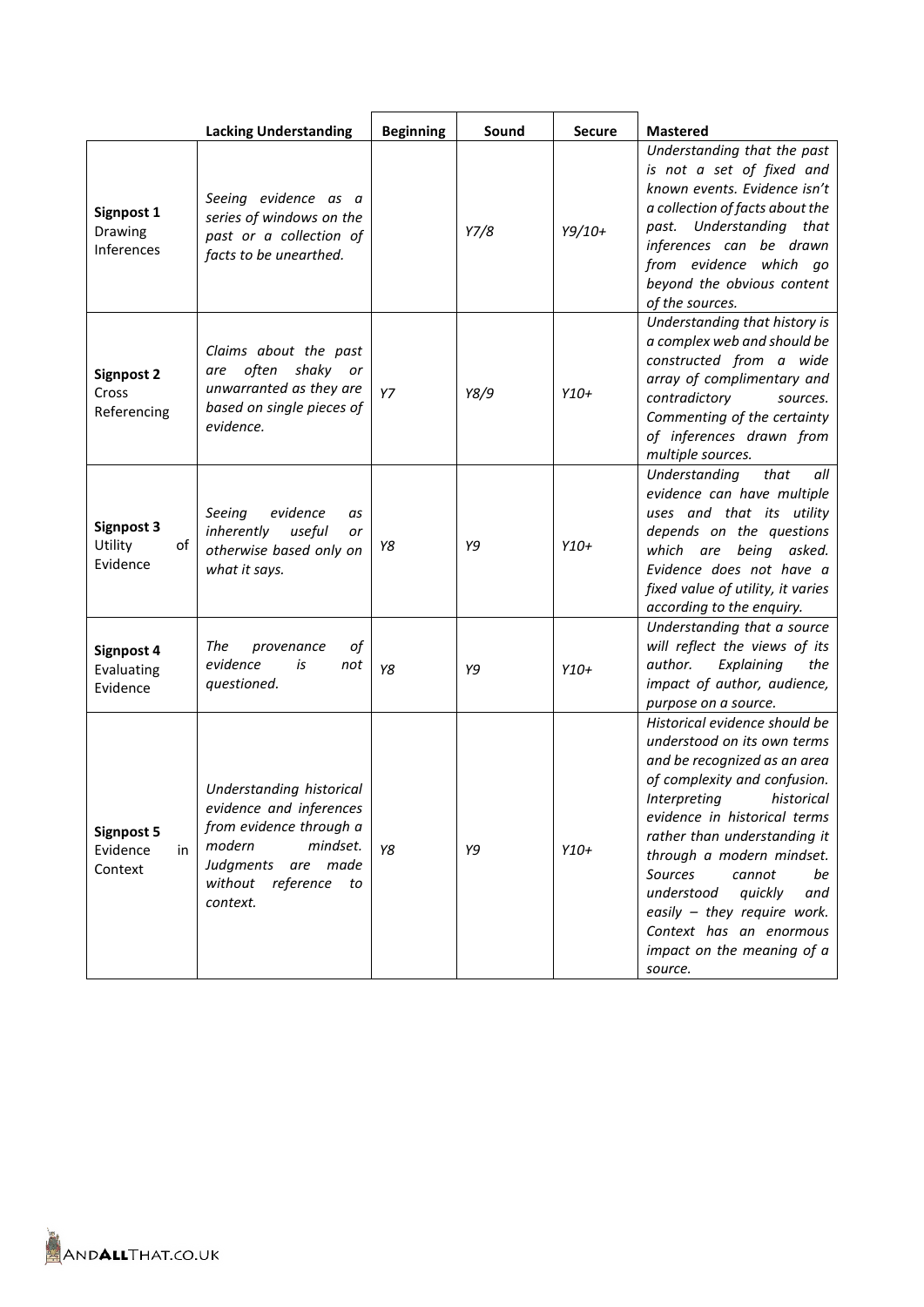| | Lacking Understanding | Beginning | Sound | Secure | Mastered |
|---|---|---|---|---|---|
| **Signpost 1** Drawing Inferences | *Seeing evidence as a series of windows on the past or a collection of facts to be unearthed.* | | *Y7/8* | *Y9/10+* | *Understanding that the past is not a set of fixed and known events. Evidence isn't a collection of facts about the past. Understanding that inferences can be drawn from evidence which go beyond the obvious content of the sources.* |
| **Signpost 2** Cross Referencing | *Claims about the past are often shaky or unwarranted as they are based on single pieces of evidence.* | *Y7* | *Y8/9* | *Y10+* | *Understanding that history is a complex web and should be constructed from a wide array of complimentary and contradictory sources. Commenting of the certainty of inferences drawn from multiple sources.* |
| **Signpost 3** Utility of Evidence | *Seeing evidence as inherently useful or otherwise based only on what it says.* | *Y8* | *Y9* | *Y10+* | *Understanding that all evidence can have multiple uses and that its utility depends on the questions which are being asked. Evidence does not have a fixed value of utility, it varies according to the enquiry.* |
| **Signpost 4** Evaluating Evidence | *The provenance of evidence is not questioned.* | *Y8* | *Y9* | *Y10+* | *Understanding that a source will reflect the views of its author. Explaining the impact of author, audience, purpose on a source.* |
| **Signpost 5** Evidence in Context | *Understanding historical evidence and inferences from evidence through a modern mindset. Judgments are made without reference to context.* | *Y8* | *Y9* | *Y10+* | *Historical evidence should be understood on its own terms and be recognized as an area of complexity and confusion. Interpreting historical evidence in historical terms rather than understanding it through a modern mindset. Sources cannot be understood quickly and easily – they require work. Context has an enormous impact on the meaning of a source.* |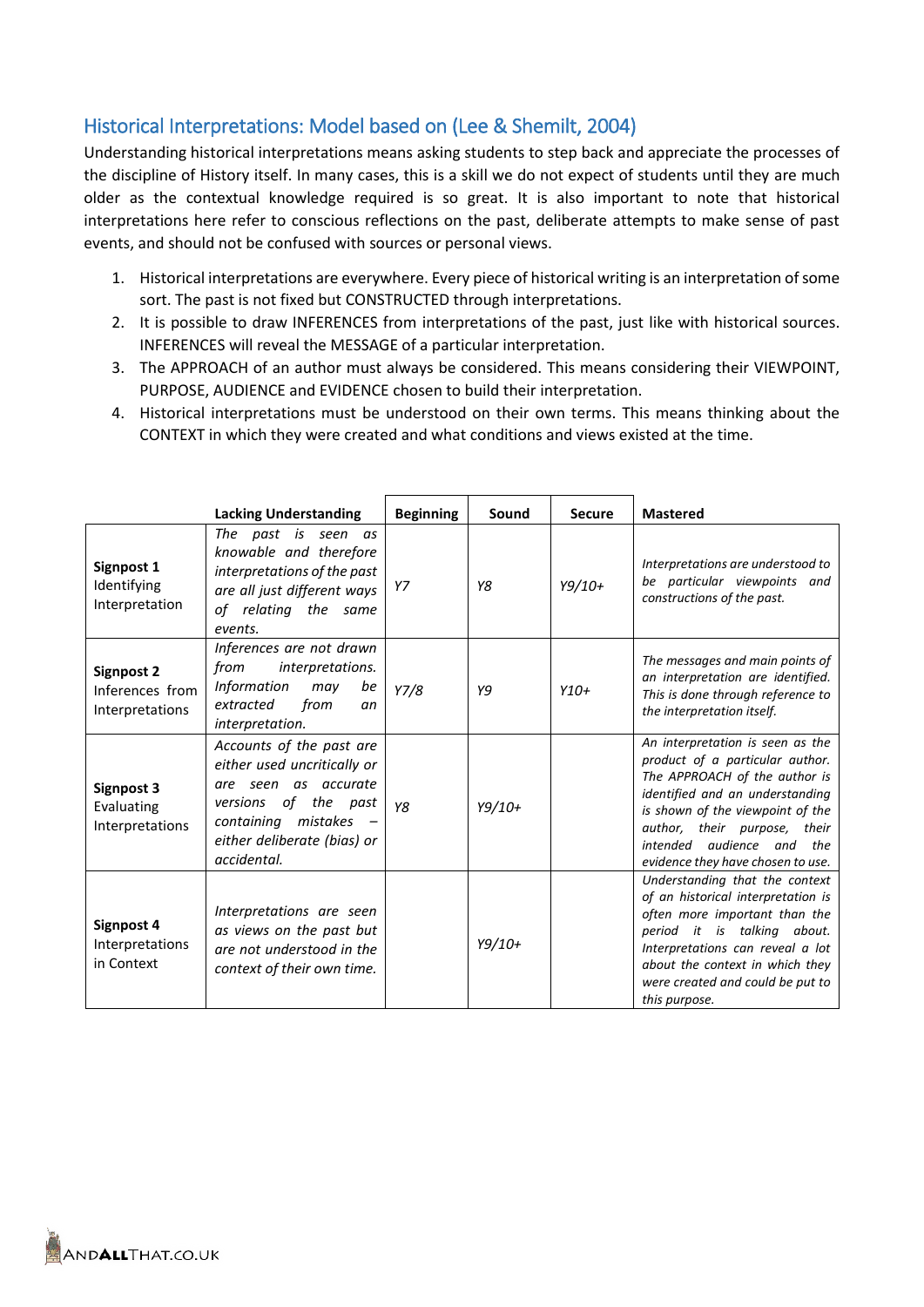## Historical Interpretations: Model based on (Lee & Shemilt, 2004)

Understanding historical interpretations means asking students to step back and appreciate the processes of the discipline of History itself. In many cases, this is a skill we do not expect of students until they are much older as the contextual knowledge required is so great. It is also important to note that historical interpretations here refer to conscious reflections on the past, deliberate attempts to make sense of past events, and should not be confused with sources or personal views.

1. Historical interpretations are everywhere. Every piece of historical writing is an interpretation of some sort. The past is not fixed but CONSTRUCTED through interpretations.
2. It is possible to draw INFERENCES from interpretations of the past, just like with historical sources. INFERENCES will reveal the MESSAGE of a particular interpretation.
3. The APPROACH of an author must always be considered. This means considering their VIEWPOINT, PURPOSE, AUDIENCE and EVIDENCE chosen to build their interpretation.
4. Historical interpretations must be understood on their own terms. This means thinking about the CONTEXT in which they were created and what conditions and views existed at the time.

| | Lacking Understanding | Beginning | Sound | Secure | Mastered |
|---|---|---|---|---|---|
| **Signpost 1** Identifying Interpretation | *The past is seen as knowable and therefore interpretations of the past are all just different ways of relating the same events.* | *Y7* | *Y8* | *Y9/10+* | *Interpretations are understood to be particular viewpoints and constructions of the past.* |
| **Signpost 2** Inferences from Interpretations | *Inferences are not drawn from interpretations. Information may be extracted from an interpretation.* | *Y7/8* | *Y9* | *Y10+* | *The messages and main points of an interpretation are identified. This is done through reference to the interpretation itself.* |
| **Signpost 3** Evaluating Interpretations | *Accounts of the past are either used uncritically or are seen as accurate versions of the past containing mistakes – either deliberate (bias) or accidental.* | *Y8* | *Y9/10+* | | *An interpretation is seen as the product of a particular author. The APPROACH of the author is identified and an understanding is shown of the viewpoint of the author, their purpose, their intended audience and the evidence they have chosen to use.* |
| **Signpost 4** Interpretations in Context | *Interpretations are seen as views on the past but are not understood in the context of their own time.* | | *Y9/10+* | | *Understanding that the context of an historical interpretation is often more important than the period it is talking about. Interpretations can reveal a lot about the context in which they were created and could be put to this purpose.* |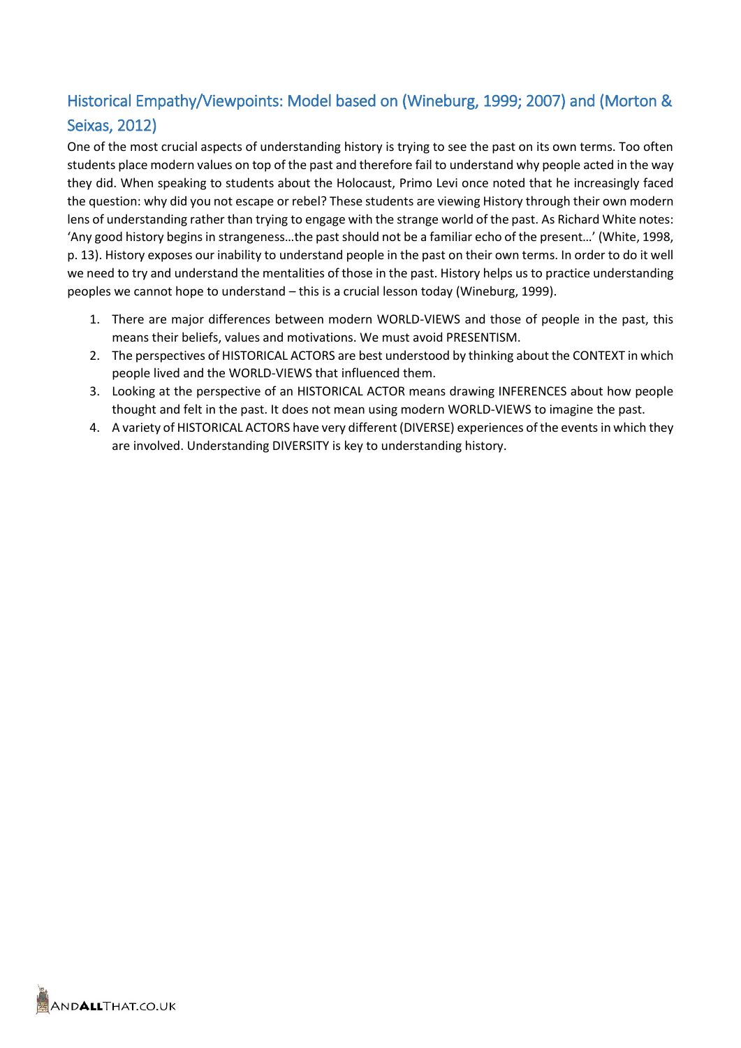## Historical Empathy/Viewpoints: Model based on (Wineburg, 1999; 2007) and (Morton & Seixas, 2012)

One of the most crucial aspects of understanding history is trying to see the past on its own terms. Too often students place modern values on top of the past and therefore fail to understand why people acted in the way they did. When speaking to students about the Holocaust, Primo Levi once noted that he increasingly faced the question: why did you not escape or rebel? These students are viewing History through their own modern lens of understanding rather than trying to engage with the strange world of the past. As Richard White notes: 'Any good history begins in strangeness…the past should not be a familiar echo of the present…' (White, 1998, p. 13). History exposes our inability to understand people in the past on their own terms. In order to do it well we need to try and understand the mentalities of those in the past. History helps us to practice understanding peoples we cannot hope to understand – this is a crucial lesson today (Wineburg, 1999).

1. There are major differences between modern WORLD-VIEWS and those of people in the past, this means their beliefs, values and motivations. We must avoid PRESENTISM.
2. The perspectives of HISTORICAL ACTORS are best understood by thinking about the CONTEXT in which people lived and the WORLD-VIEWS that influenced them.
3. Looking at the perspective of an HISTORICAL ACTOR means drawing INFERENCES about how people thought and felt in the past. It does not mean using modern WORLD-VIEWS to imagine the past.
4. A variety of HISTORICAL ACTORS have very different (DIVERSE) experiences of the events in which they are involved. Understanding DIVERSITY is key to understanding history.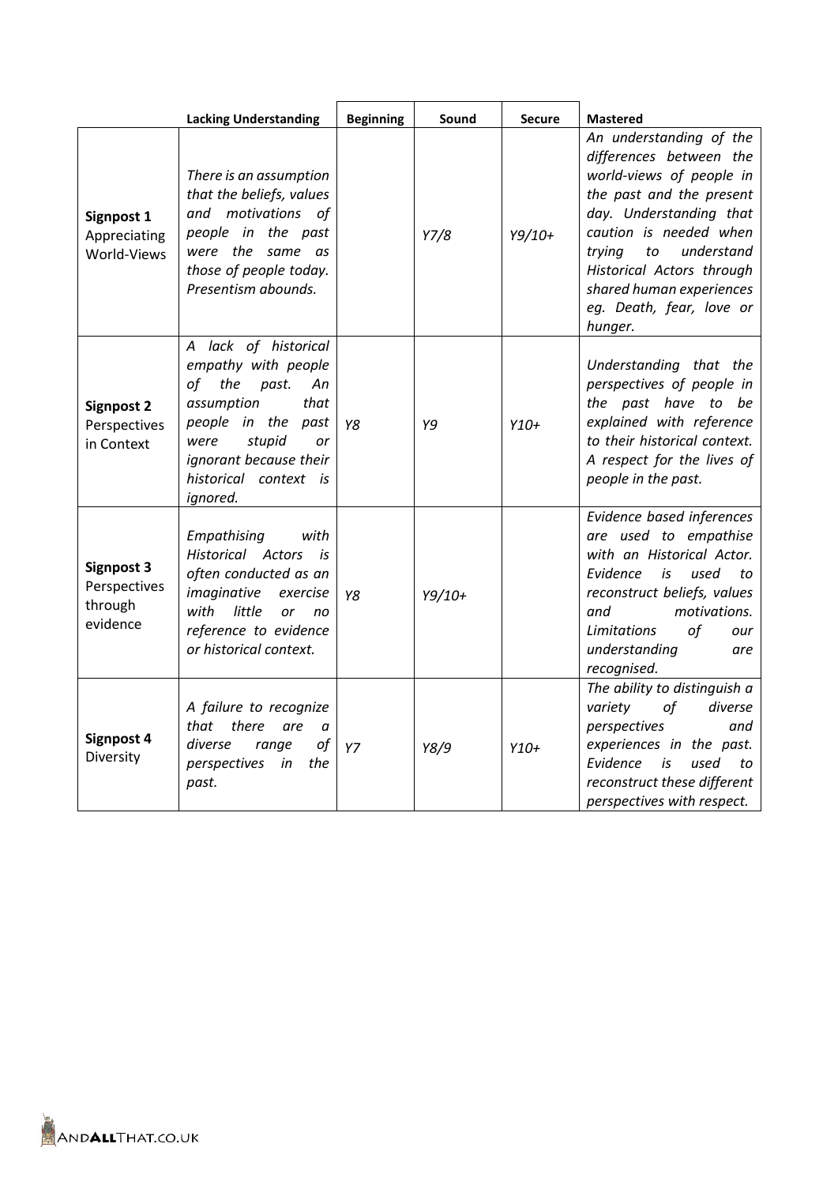| | Lacking Understanding | Beginning | Sound | Secure | Mastered |
|---|---|---|---|---|---|
| **Signpost 1** Appreciating World-Views | *There is an assumption that the beliefs, values and motivations of people in the past were the same as those of people today. Presentism abounds.* | | *Y7/8* | *Y9/10+* | *An understanding of the differences between the world-views of people in the past and the present day. Understanding that caution is needed when trying to understand Historical Actors through shared human experiences eg. Death, fear, love or hunger.* |
| **Signpost 2** Perspectives in Context | *A lack of historical empathy with people of the past. An assumption that people in the past were stupid or ignorant because their historical context is ignored.* | *Y8* | *Y9* | *Y10+* | *Understanding that the perspectives of people in the past have to be explained with reference to their historical context. A respect for the lives of people in the past.* |
| **Signpost 3** Perspectives through evidence | *Empathising with Historical Actors is often conducted as an imaginative exercise with little or no reference to evidence or historical context.* | *Y8* | *Y9/10+* | | *Evidence based inferences are used to empathise with an Historical Actor. Evidence is used to reconstruct beliefs, values and motivations. Limitations of our understanding are recognised.* |
| **Signpost 4** Diversity | *A failure to recognize that there are a diverse range of perspectives in the past.* | *Y7* | *Y8/9* | *Y10+* | *The ability to distinguish a variety of diverse perspectives and experiences in the past. Evidence is used to reconstruct these different perspectives with respect.* |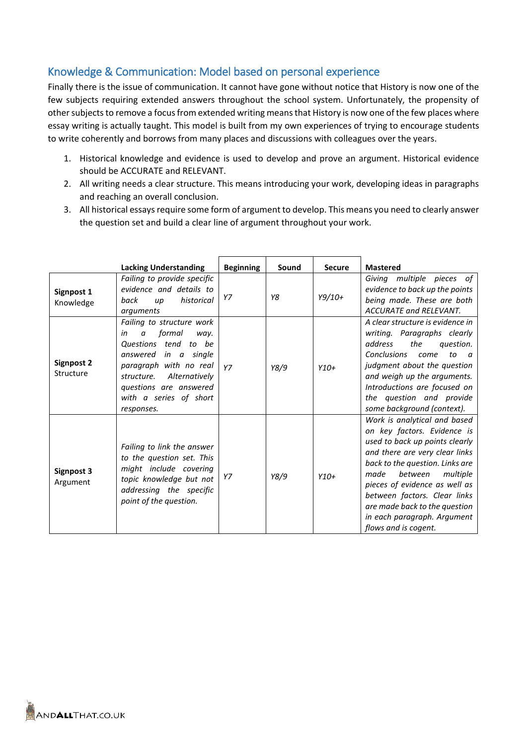## Knowledge & Communication: Model based on personal experience

Finally there is the issue of communication. It cannot have gone without notice that History is now one of the few subjects requiring extended answers throughout the school system. Unfortunately, the propensity of other subjects to remove a focus from extended writing means that History is now one of the few places where essay writing is actually taught. This model is built from my own experiences of trying to encourage students to write coherently and borrows from many places and discussions with colleagues over the years.

1. Historical knowledge and evidence is used to develop and prove an argument. Historical evidence should be ACCURATE and RELEVANT.
2. All writing needs a clear structure. This means introducing your work, developing ideas in paragraphs and reaching an overall conclusion.
3. All historical essays require some form of argument to develop. This means you need to clearly answer the question set and build a clear line of argument throughout your work.

| | **Lacking Understanding** | **Beginning** | **Sound** | **Secure** | **Mastered** |
|---|---|---|---|---|---|
| **Signpost 1** Knowledge | *Failing to provide specific evidence and details to back up historical arguments* | *Y7* | *Y8* | *Y9/10+* | *Giving multiple pieces of evidence to back up the points being made. These are both ACCURATE and RELEVANT.* |
| **Signpost 2** Structure | *Failing to structure work in a formal way. Questions tend to be answered in a single paragraph with no real structure. Alternatively questions are answered with a series of short responses.* | *Y7* | *Y8/9* | *Y10+* | *A clear structure is evidence in writing. Paragraphs clearly address the question. Conclusions come to a judgment about the question and weigh up the arguments. Introductions are focused on the question and provide some background (context).* |
| **Signpost 3** Argument | *Failing to link the answer to the question set. This might include covering topic knowledge but not addressing the specific point of the question.* | *Y7* | *Y8/9* | *Y10+* | *Work is analytical and based on key factors. Evidence is used to back up points clearly and there are very clear links back to the question. Links are made between multiple pieces of evidence as well as between factors. Clear links are made back to the question in each paragraph. Argument flows and is cogent.* |